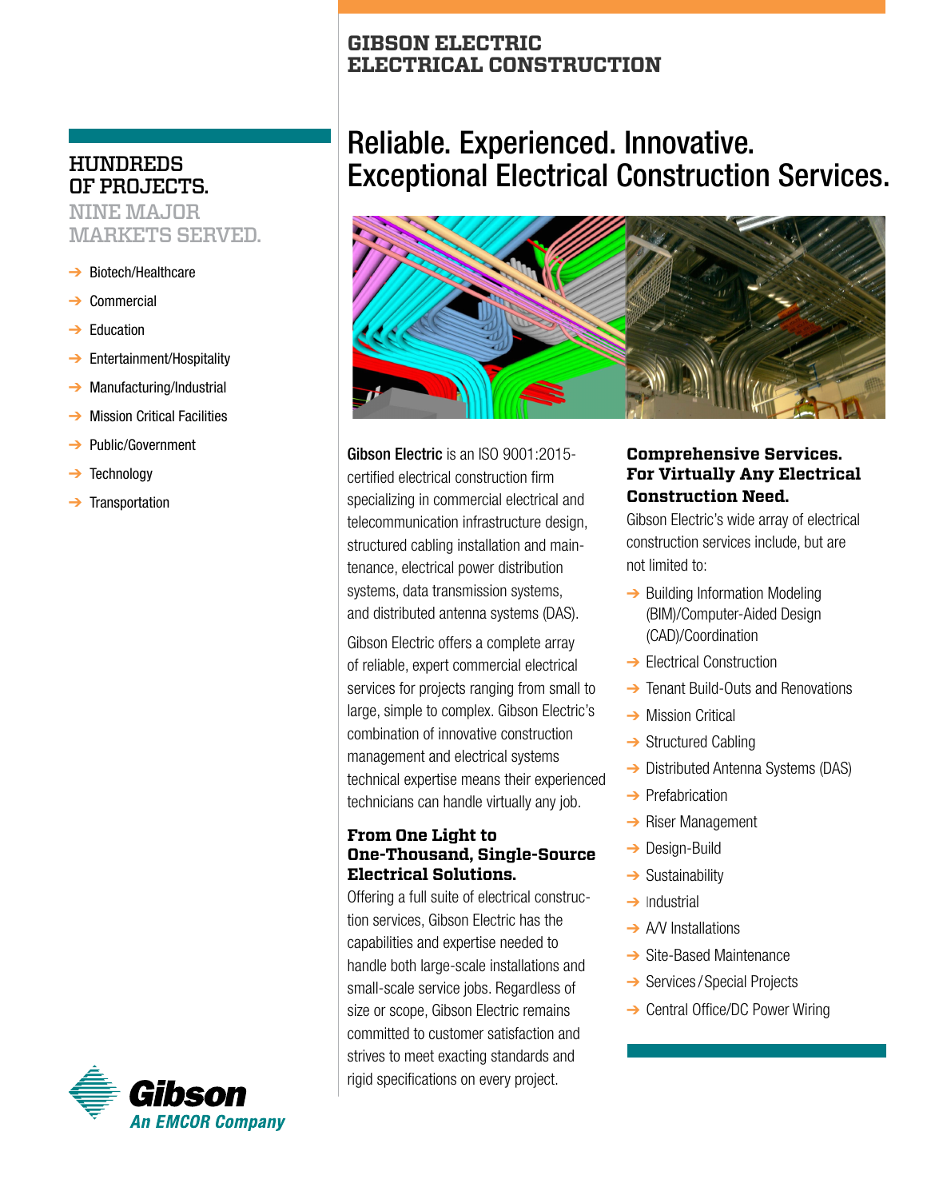GIBSON ELECTRIC
ELECTRICAL CONSTRUCTION

# Reliable. Experienced. Innovative. Exceptional Electrical Construction Services.

## HUNDREDS OF PROJECTS.

NINE MAJOR MARKETS SERVED.

- Biotech/Healthcare
- Commercial
- Education
- Entertainment/Hospitality
- Manufacturing/Industrial
- Mission Critical Facilities
- Public/Government
- Technology
- Transportation

**Gibson Electric** is an ISO 9001:2015-certified electrical construction firm specializing in commercial electrical and telecommunication infrastructure design, structured cabling installation and maintenance, electrical power distribution systems, data transmission systems, and distributed antenna systems (DAS).

Gibson Electric offers a complete array of reliable, expert commercial electrical services for projects ranging from small to large, simple to complex. Gibson Electric's combination of innovative construction management and electrical systems technical expertise means their experienced technicians can handle virtually any job.

### From One Light to One-Thousand, Single-Source Electrical Solutions.

Offering a full suite of electrical construction services, Gibson Electric has the capabilities and expertise needed to handle both large-scale installations and small-scale service jobs. Regardless of size or scope, Gibson Electric remains committed to customer satisfaction and strives to meet exacting standards and rigid specifications on every project.

### Comprehensive Services. For Virtually Any Electrical Construction Need.

Gibson Electric's wide array of electrical construction services include, but are not limited to:

- Building Information Modeling (BIM)/Computer-Aided Design (CAD)/Coordination
- Electrical Construction
- Tenant Build-Outs and Renovations
- Mission Critical
- Structured Cabling
- Distributed Antenna Systems (DAS)
- Prefabrication
- Riser Management
- Design-Build
- Sustainability
- Industrial
- A/V Installations
- Site-Based Maintenance
- Services / Special Projects
- Central Office/DC Power Wiring

Gibson
An EMCOR Company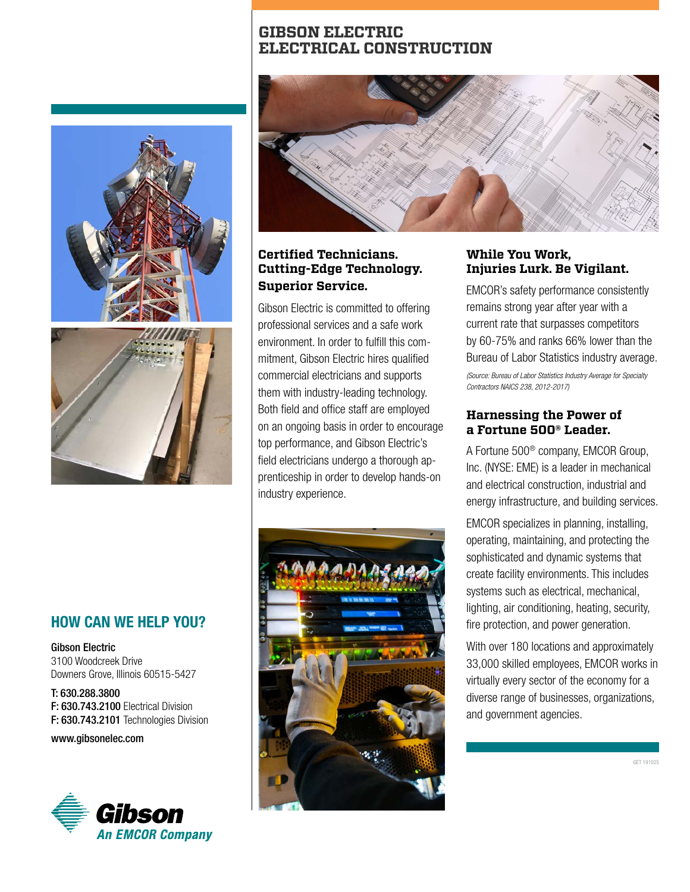# GIBSON ELECTRIC ELECTRICAL CONSTRUCTION

### Certified Technicians. Cutting-Edge Technology. Superior Service.

Gibson Electric is committed to offering professional services and a safe work environment. In order to fulfill this commitment, Gibson Electric hires qualified commercial electricians and supports them with industry-leading technology. Both field and office staff are employed on an ongoing basis in order to encourage top performance, and Gibson Electric's field electricians undergo a thorough apprenticeship in order to develop hands-on industry experience.

### While You Work, Injuries Lurk. Be Vigilant.

EMCOR's safety performance consistently remains strong year after year with a current rate that surpasses competitors by 60-75% and ranks 66% lower than the Bureau of Labor Statistics industry average.

*(Source: Bureau of Labor Statistics Industry Average for Specialty Contractors NAICS 238, 2012-2017)*

### Harnessing the Power of a Fortune 500® Leader.

A Fortune 500® company, EMCOR Group, Inc. (NYSE: EME) is a leader in mechanical and electrical construction, industrial and energy infrastructure, and building services.

EMCOR specializes in planning, installing, operating, maintaining, and protecting the sophisticated and dynamic systems that create facility environments. This includes systems such as electrical, mechanical, lighting, air conditioning, heating, security, fire protection, and power generation.

With over 180 locations and approximately 33,000 skilled employees, EMCOR works in virtually every sector of the economy for a diverse range of businesses, organizations, and government agencies.

## HOW CAN WE HELP YOU?

**Gibson Electric**
3100 Woodcreek Drive
Downers Grove, Illinois 60515-5427

**T: 630.288.3800**
**F: 630.743.2100** Electrical Division
**F: 630.743.2101** Technologies Division

**www.gibsonelec.com**

Gibson
An EMCOR Company

GET 191025